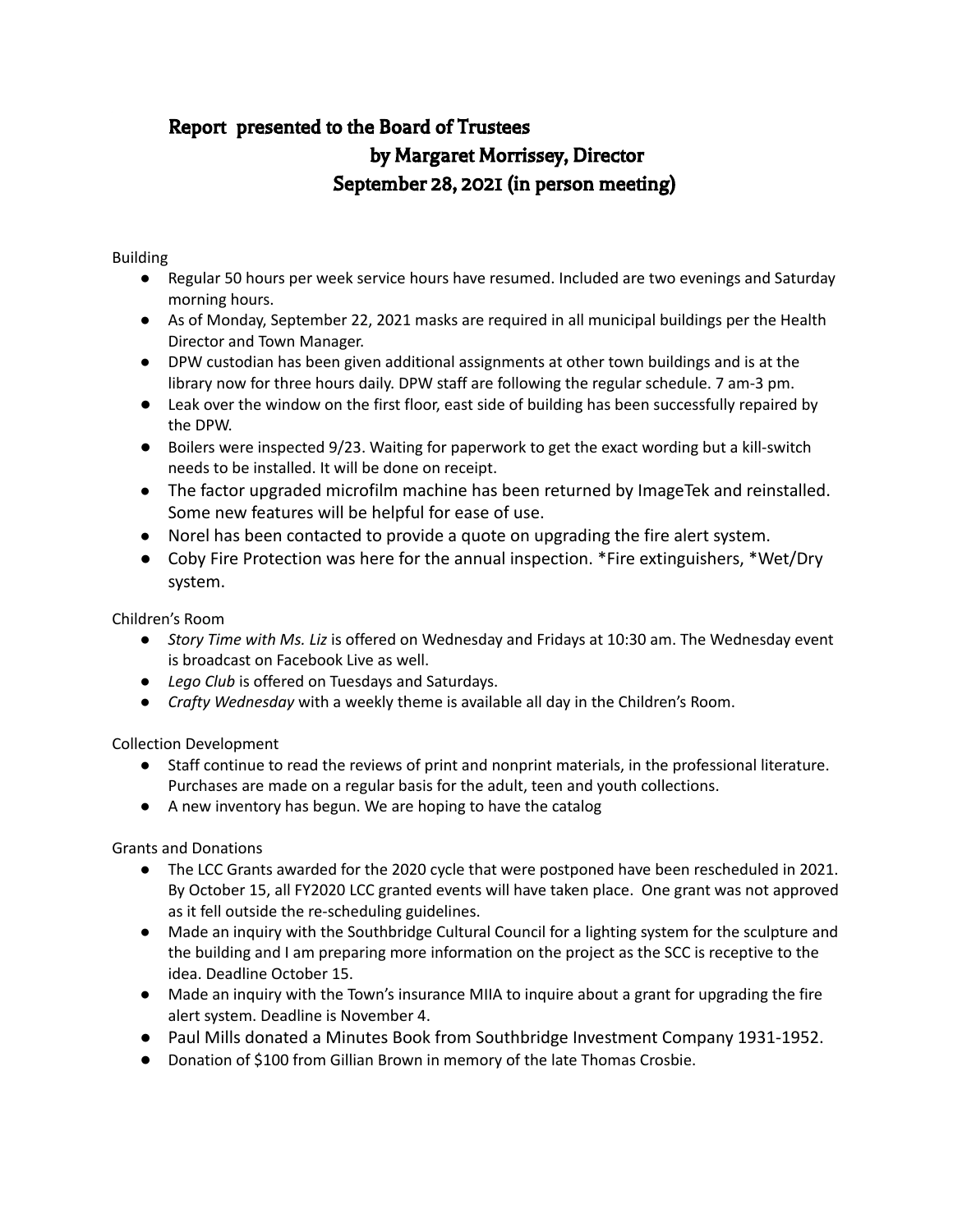# Report presented to the Board of Trustees
## by Margaret Morrissey, Director
## September 28, 2021 (in person meeting)

Building

- Regular 50 hours per week service hours have resumed. Included are two evenings and Saturday morning hours.
- As of Monday, September 22, 2021 masks are required in all municipal buildings per the Health Director and Town Manager.
- DPW custodian has been given additional assignments at other town buildings and is at the library now for three hours daily. DPW staff are following the regular schedule. 7 am-3 pm.
- Leak over the window on the first floor, east side of building has been successfully repaired by the DPW.
- Boilers were inspected 9/23. Waiting for paperwork to get the exact wording but a kill-switch needs to be installed. It will be done on receipt.
- The factor upgraded microfilm machine has been returned by ImageTek and reinstalled. Some new features will be helpful for ease of use.
- Norel has been contacted to provide a quote on upgrading the fire alert system.
- Coby Fire Protection was here for the annual inspection. *Fire extinguishers, *Wet/Dry system.

Children's Room

- *Story Time with Ms. Liz* is offered on Wednesday and Fridays at 10:30 am. The Wednesday event is broadcast on Facebook Live as well.
- *Lego Club* is offered on Tuesdays and Saturdays.
- *Crafty Wednesday* with a weekly theme is available all day in the Children's Room.

Collection Development

- Staff continue to read the reviews of print and nonprint materials, in the professional literature. Purchases are made on a regular basis for the adult, teen and youth collections.
- A new inventory has begun. We are hoping to have the catalog

Grants and Donations

- The LCC Grants awarded for the 2020 cycle that were postponed have been rescheduled in 2021. By October 15, all FY2020 LCC granted events will have taken place. One grant was not approved as it fell outside the re-scheduling guidelines.
- Made an inquiry with the Southbridge Cultural Council for a lighting system for the sculpture and the building and I am preparing more information on the project as the SCC is receptive to the idea. Deadline October 15.
- Made an inquiry with the Town's insurance MIIA to inquire about a grant for upgrading the fire alert system. Deadline is November 4.
- Paul Mills donated a Minutes Book from Southbridge Investment Company 1931-1952.
- Donation of $100 from Gillian Brown in memory of the late Thomas Crosbie.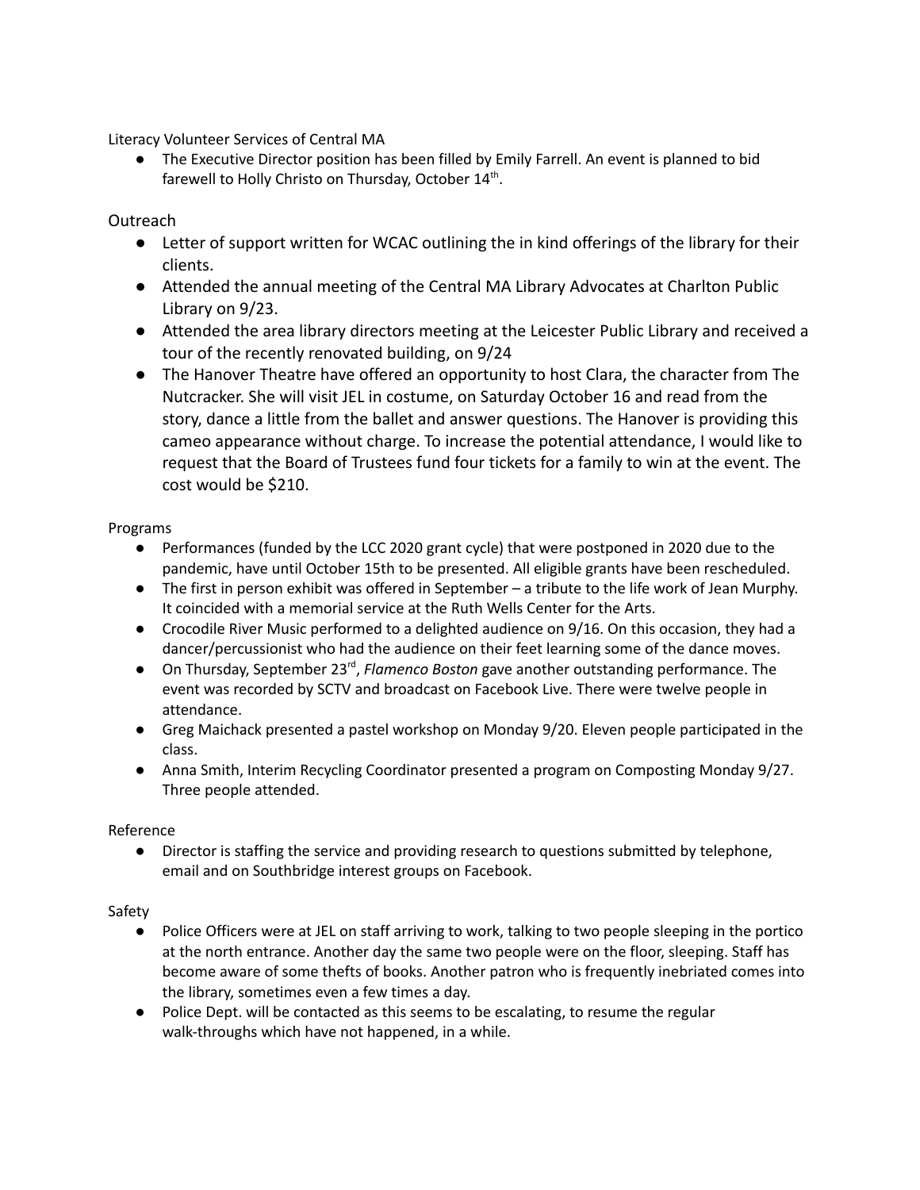Literacy Volunteer Services of Central MA

- The Executive Director position has been filled by Emily Farrell. An event is planned to bid farewell to Holly Christo on Thursday, October 14th.

Outreach

- Letter of support written for WCAC outlining the in kind offerings of the library for their clients.
- Attended the annual meeting of the Central MA Library Advocates at Charlton Public Library on 9/23.
- Attended the area library directors meeting at the Leicester Public Library and received a tour of the recently renovated building, on 9/24
- The Hanover Theatre have offered an opportunity to host Clara, the character from The Nutcracker. She will visit JEL in costume, on Saturday October 16 and read from the story, dance a little from the ballet and answer questions. The Hanover is providing this cameo appearance without charge. To increase the potential attendance, I would like to request that the Board of Trustees fund four tickets for a family to win at the event. The cost would be $210.

Programs

- Performances (funded by the LCC 2020 grant cycle) that were postponed in 2020 due to the pandemic, have until October 15th to be presented. All eligible grants have been rescheduled.
- The first in person exhibit was offered in September – a tribute to the life work of Jean Murphy. It coincided with a memorial service at the Ruth Wells Center for the Arts.
- Crocodile River Music performed to a delighted audience on 9/16. On this occasion, they had a dancer/percussionist who had the audience on their feet learning some of the dance moves.
- On Thursday, September 23rd, *Flamenco Boston* gave another outstanding performance. The event was recorded by SCTV and broadcast on Facebook Live. There were twelve people in attendance.
- Greg Maichack presented a pastel workshop on Monday 9/20. Eleven people participated in the class.
- Anna Smith, Interim Recycling Coordinator presented a program on Composting Monday 9/27. Three people attended.

Reference

- Director is staffing the service and providing research to questions submitted by telephone, email and on Southbridge interest groups on Facebook.

Safety

- Police Officers were at JEL on staff arriving to work, talking to two people sleeping in the portico at the north entrance. Another day the same two people were on the floor, sleeping. Staff has become aware of some thefts of books. Another patron who is frequently inebriated comes into the library, sometimes even a few times a day.
- Police Dept. will be contacted as this seems to be escalating, to resume the regular walk-throughs which have not happened, in a while.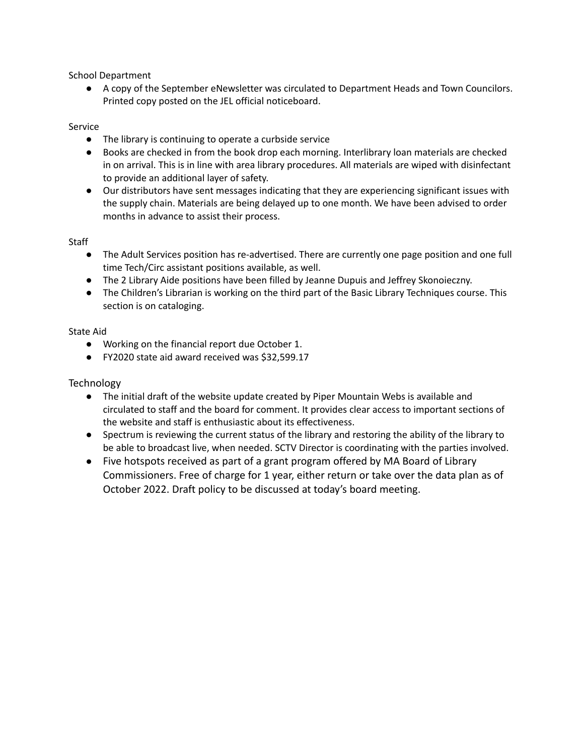School Department

- A copy of the September eNewsletter was circulated to Department Heads and Town Councilors. Printed copy posted on the JEL official noticeboard.

Service

- The library is continuing to operate a curbside service
- Books are checked in from the book drop each morning. Interlibrary loan materials are checked in on arrival. This is in line with area library procedures. All materials are wiped with disinfectant to provide an additional layer of safety.
- Our distributors have sent messages indicating that they are experiencing significant issues with the supply chain. Materials are being delayed up to one month. We have been advised to order months in advance to assist their process.

Staff

- The Adult Services position has re-advertised. There are currently one page position and one full time Tech/Circ assistant positions available, as well.
- The 2 Library Aide positions have been filled by Jeanne Dupuis and Jeffrey Skonoieczny.
- The Children's Librarian is working on the third part of the Basic Library Techniques course. This section is on cataloging.

State Aid

- Working on the financial report due October 1.
- FY2020 state aid award received was $32,599.17

Technology

- The initial draft of the website update created by Piper Mountain Webs is available and circulated to staff and the board for comment. It provides clear access to important sections of the website and staff is enthusiastic about its effectiveness.
- Spectrum is reviewing the current status of the library and restoring the ability of the library to be able to broadcast live, when needed. SCTV Director is coordinating with the parties involved.
- Five hotspots received as part of a grant program offered by MA Board of Library Commissioners. Free of charge for 1 year, either return or take over the data plan as of October 2022. Draft policy to be discussed at today's board meeting.